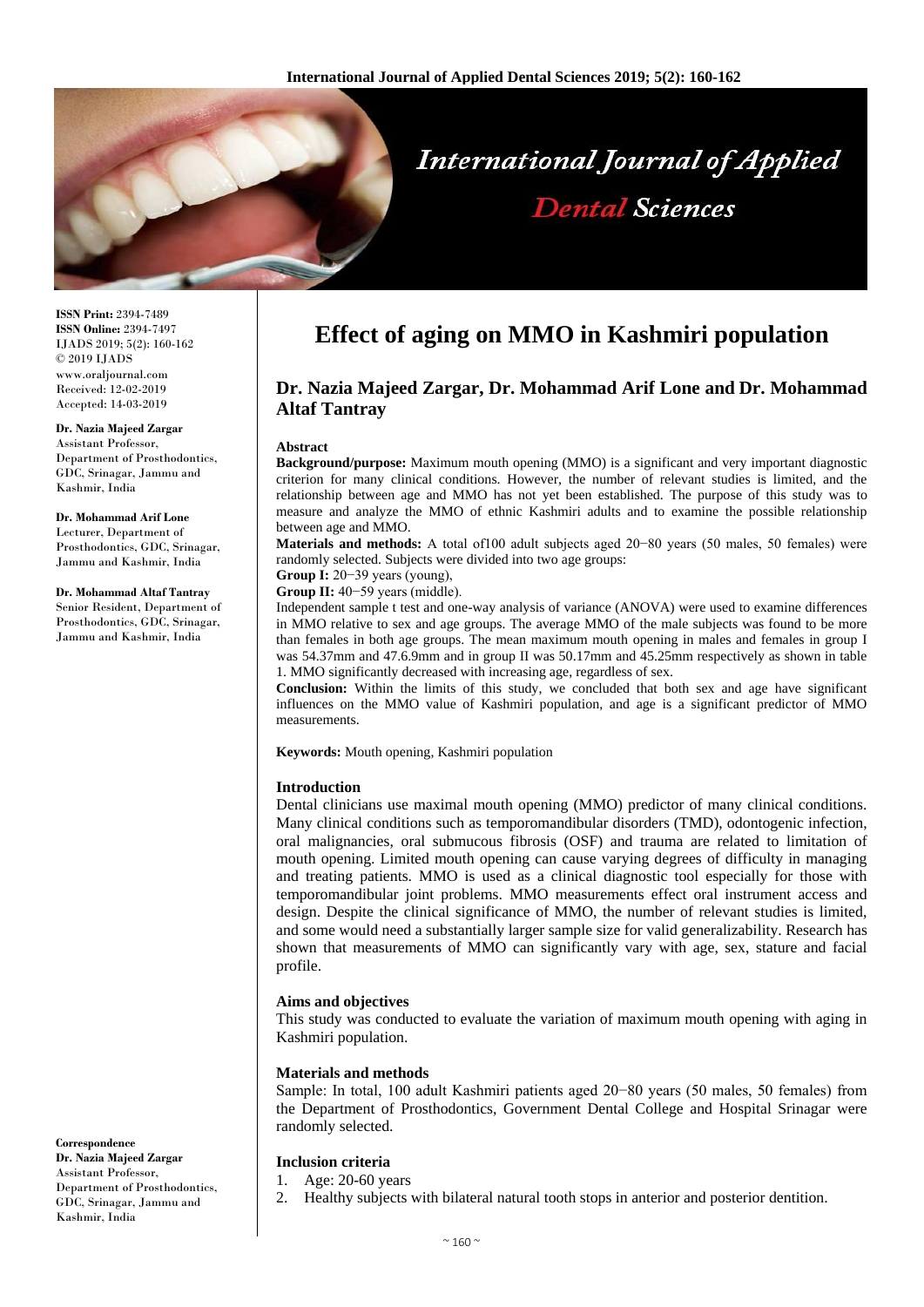# Effect of aging on MMO in Kashmiri population

## Dr. Nazia Majeed Zargar, Dr. Mohammad Arif Lone and Dr. Mohammad Altaf Tantray

**ISSN Print:** 2394-7489
**ISSN Online:** 2394-7497
IJADS 2019; 5(2): 160-162
© 2019 IJADS
www.oraljournal.com
Received: 12-02-2019
Accepted: 14-03-2019

**Dr. Nazia Majeed Zargar**
Assistant Professor, Department of Prosthodontics, GDC, Srinagar, Jammu and Kashmir, India

**Dr. Mohammad Arif Lone**
Lecturer, Department of Prosthodontics, GDC, Srinagar, Jammu and Kashmir, India

**Dr. Mohammad Altaf Tantray**
Senior Resident, Department of Prosthodontics, GDC, Srinagar, Jammu and Kashmir, India

**Correspondence**
**Dr. Nazia Majeed Zargar**
Assistant Professor, Department of Prosthodontics, GDC, Srinagar, Jammu and Kashmir, India

### Abstract

**Background/purpose:** Maximum mouth opening (MMO) is a significant and very important diagnostic criterion for many clinical conditions. However, the number of relevant studies is limited, and the relationship between age and MMO has not yet been established. The purpose of this study was to measure and analyze the MMO of ethnic Kashmiri adults and to examine the possible relationship between age and MMO.

**Materials and methods:** A total of100 adult subjects aged 20−80 years (50 males, 50 females) were randomly selected. Subjects were divided into two age groups:

**Group I:** 20−39 years (young),

**Group II:** 40−59 years (middle).

Independent sample t test and one-way analysis of variance (ANOVA) were used to examine differences in MMO relative to sex and age groups. The average MMO of the male subjects was found to be more than females in both age groups. The mean maximum mouth opening in males and females in group I was 54.37mm and 47.6.9mm and in group II was 50.17mm and 45.25mm respectively as shown in table 1. MMO significantly decreased with increasing age, regardless of sex.

**Conclusion:** Within the limits of this study, we concluded that both sex and age have significant influences on the MMO value of Kashmiri population, and age is a significant predictor of MMO measurements.

**Keywords:** Mouth opening, Kashmiri population

### Introduction

Dental clinicians use maximal mouth opening (MMO) predictor of many clinical conditions. Many clinical conditions such as temporomandibular disorders (TMD), odontogenic infection, oral malignancies, oral submucous fibrosis (OSF) and trauma are related to limitation of mouth opening. Limited mouth opening can cause varying degrees of difficulty in managing and treating patients. MMO is used as a clinical diagnostic tool especially for those with temporomandibular joint problems. MMO measurements effect oral instrument access and design. Despite the clinical significance of MMO, the number of relevant studies is limited, and some would need a substantially larger sample size for valid generalizability. Research has shown that measurements of MMO can significantly vary with age, sex, stature and facial profile.

### Aims and objectives

This study was conducted to evaluate the variation of maximum mouth opening with aging in Kashmiri population.

### Materials and methods

Sample: In total, 100 adult Kashmiri patients aged 20−80 years (50 males, 50 females) from the Department of Prosthodontics, Government Dental College and Hospital Srinagar were randomly selected.

### Inclusion criteria

1. Age: 20-60 years
2. Healthy subjects with bilateral natural tooth stops in anterior and posterior dentition.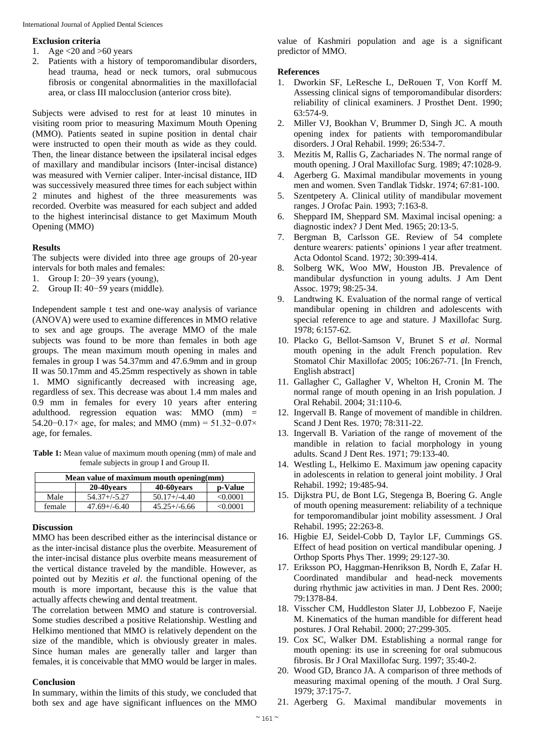### Exclusion criteria

1. Age <20 and >60 years
2. Patients with a history of temporomandibular disorders, head trauma, head or neck tumors, oral submucous fibrosis or congenital abnormalities in the maxillofacial area, or class III malocclusion (anterior cross bite).

Subjects were advised to rest for at least 10 minutes in visiting room prior to measuring Maximum Mouth Opening (MMO). Patients seated in supine position in dental chair were instructed to open their mouth as wide as they could. Then, the linear distance between the ipsilateral incisal edges of maxillary and mandibular incisors (Inter-incisal distance) was measured with Vernier caliper. Inter-incisal distance, IID was successively measured three times for each subject within 2 minutes and highest of the three measurements was recorded. Overbite was measured for each subject and added to the highest interincisal distance to get Maximum Mouth Opening (MMO)

### Results

The subjects were divided into three age groups of 20-year intervals for both males and females:

1. Group I: 20−39 years (young),
2. Group II: 40−59 years (middle).

Independent sample t test and one-way analysis of variance (ANOVA) were used to examine differences in MMO relative to sex and age groups. The average MMO of the male subjects was found to be more than females in both age groups. The mean maximum mouth opening in males and females in group I was 54.37mm and 47.6.9mm and in group II was 50.17mm and 45.25mm respectively as shown in table 1. MMO significantly decreased with increasing age, regardless of sex. This decrease was about 1.4 mm males and 0.9 mm in females for every 10 years after entering adulthood. regression equation was: MMO (mm) = $54.20-0.17\times$ age, for males; and MMO (mm) = $51.32-0.07\times$ age, for females.

**Table 1:** Mean value of maximum mouth opening (mm) of male and female subjects in group I and Group II.

| Mean value of maximum mouth opening(mm) | | | |
|---|---|---|---|
| | 20-40years | 40-60years | p-Value |
| Male | 54.37+/-5.27 | 50.17+/-4.40 | <0.0001 |
| female | 47.69+/-6.40 | 45.25+/-6.66 | <0.0001 |

### Discussion

MMO has been described either as the interincisal distance or as the inter-incisal distance plus the overbite. Measurement of the inter-incisal distance plus overbite means measurement of the vertical distance traveled by the mandible. However, as pointed out by Mezitis *et al*. the functional opening of the mouth is more important, because this is the value that actually affects chewing and dental treatment.

The correlation between MMO and stature is controversial. Some studies described a positive Relationship. Westling and Helkimo mentioned that MMO is relatively dependent on the size of the mandible, which is obviously greater in males. Since human males are generally taller and larger than females, it is conceivable that MMO would be larger in males.

### Conclusion

In summary, within the limits of this study, we concluded that both sex and age have significant influences on the MMO value of Kashmiri population and age is a significant predictor of MMO.

### References

1. Dworkin SF, LeResche L, DeRouen T, Von Korff M. Assessing clinical signs of temporomandibular disorders: reliability of clinical examiners. J Prosthet Dent. 1990; 63:574-9.
2. Miller VJ, Bookhan V, Brummer D, Singh JC. A mouth opening index for patients with temporomandibular disorders. J Oral Rehabil. 1999; 26:534-7.
3. Mezitis M, Rallis G, Zachariades N. The normal range of mouth opening. J Oral Maxillofac Surg. 1989; 47:1028-9.
4. Agerberg G. Maximal mandibular movements in young men and women. Sven Tandlak Tidskr. 1974; 67:81-100.
5. Szentpetery A. Clinical utility of mandibular movement ranges. J Orofac Pain. 1993; 7:163-8.
6. Sheppard IM, Sheppard SM. Maximal incisal opening: a diagnostic index? J Dent Med. 1965; 20:13-5.
7. Bergman B, Carlsson GE. Review of 54 complete denture wearers: patients' opinions 1 year after treatment. Acta Odontol Scand. 1972; 30:399-414.
8. Solberg WK, Woo MW, Houston JB. Prevalence of mandibular dysfunction in young adults. J Am Dent Assoc. 1979; 98:25-34.
9. Landtwing K. Evaluation of the normal range of vertical mandibular opening in children and adolescents with special reference to age and stature. J Maxillofac Surg. 1978; 6:157-62.
10. Placko G, Bellot-Samson V, Brunet S *et al*. Normal mouth opening in the adult French population. Rev Stomatol Chir Maxillofac 2005; 106:267-71. [In French, English abstract]
11. Gallagher C, Gallagher V, Whelton H, Cronin M. The normal range of mouth opening in an Irish population. J Oral Rehabil. 2004; 31:110-6.
12. Ingervall B. Range of movement of mandible in children. Scand J Dent Res. 1970; 78:311-22.
13. Ingervall B. Variation of the range of movement of the mandible in relation to facial morphology in young adults. Scand J Dent Res. 1971; 79:133-40.
14. Westling L, Helkimo E. Maximum jaw opening capacity in adolescents in relation to general joint mobility. J Oral Rehabil. 1992; 19:485-94.
15. Dijkstra PU, de Bont LG, Stegenga B, Boering G. Angle of mouth opening measurement: reliability of a technique for temporomandibular joint mobility assessment. J Oral Rehabil. 1995; 22:263-8.
16. Higbie EJ, Seidel-Cobb D, Taylor LF, Cummings GS. Effect of head position on vertical mandibular opening. J Orthop Sports Phys Ther. 1999; 29:127-30.
17. Eriksson PO, Haggman-Henrikson B, Nordh E, Zafar H. Coordinated mandibular and head-neck movements during rhythmic jaw activities in man. J Dent Res. 2000; 79:1378-84.
18. Visscher CM, Huddleston Slater JJ, Lobbezoo F, Naeije M. Kinematics of the human mandible for different head postures. J Oral Rehabil. 2000; 27:299-305.
19. Cox SC, Walker DM. Establishing a normal range for mouth opening: its use in screening for oral submucous fibrosis. Br J Oral Maxillofac Surg. 1997; 35:40-2.
20. Wood GD, Branco JA. A comparison of three methods of measuring maximal opening of the mouth. J Oral Surg. 1979; 37:175-7.
21. Agerberg G. Maximal mandibular movements in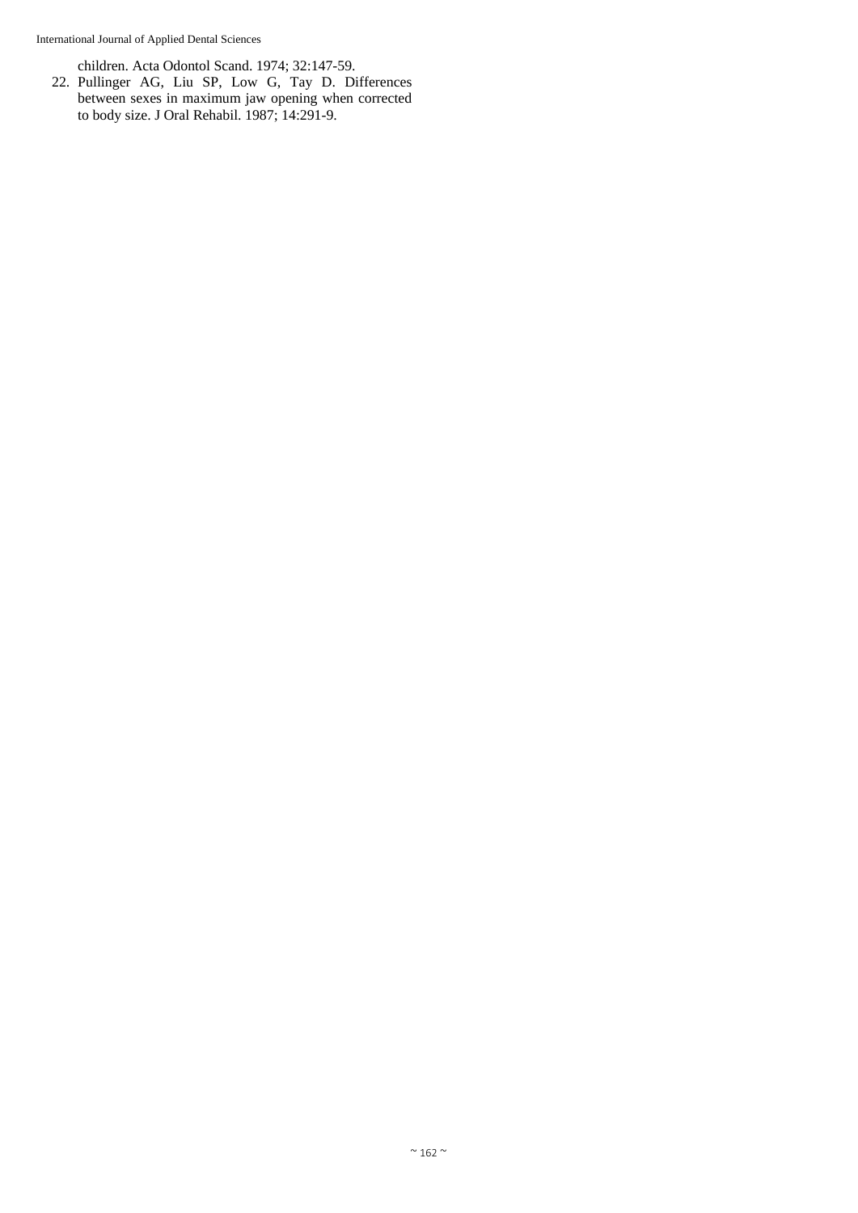children. Acta Odontol Scand. 1974; 32:147-59.

22. Pullinger AG, Liu SP, Low G, Tay D. Differences between sexes in maximum jaw opening when corrected to body size. J Oral Rehabil. 1987; 14:291-9.